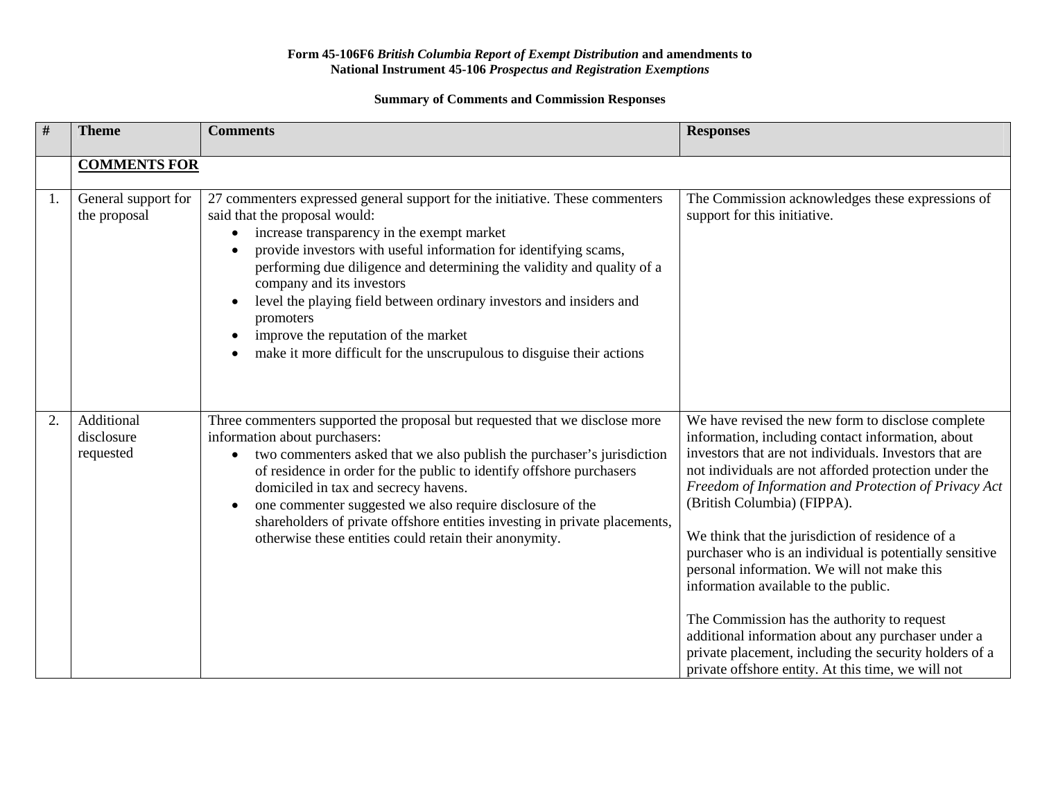**Form 45-106F6 *British Columbia Report of Exempt Distribution* and amendments to National Instrument 45-106 *Prospectus and Registration Exemptions***

**Summary of Comments and Commission Responses**

| # | Theme | Comments | Responses |
|---|---|---|---|
| | **COMMENTS FOR** | | |
| 1. | General support for the proposal | 27 commenters expressed general support for the initiative. These commenters said that the proposal would:<br>• increase transparency in the exempt market<br>• provide investors with useful information for identifying scams, performing due diligence and determining the validity and quality of a company and its investors<br>• level the playing field between ordinary investors and insiders and promoters<br>• improve the reputation of the market<br>• make it more difficult for the unscrupulous to disguise their actions | The Commission acknowledges these expressions of support for this initiative. |
| 2. | Additional disclosure requested | Three commenters supported the proposal but requested that we disclose more information about purchasers:<br>• two commenters asked that we also publish the purchaser's jurisdiction of residence in order for the public to identify offshore purchasers domiciled in tax and secrecy havens.<br>• one commenter suggested we also require disclosure of the shareholders of private offshore entities investing in private placements, otherwise these entities could retain their anonymity. | We have revised the new form to disclose complete information, including contact information, about investors that are not individuals. Investors that are not individuals are not afforded protection under the *Freedom of Information and Protection of Privacy Act* (British Columbia) (FIPPA).<br><br>We think that the jurisdiction of residence of a purchaser who is an individual is potentially sensitive personal information. We will not make this information available to the public.<br><br>The Commission has the authority to request additional information about any purchaser under a private placement, including the security holders of a private offshore entity. At this time, we will not |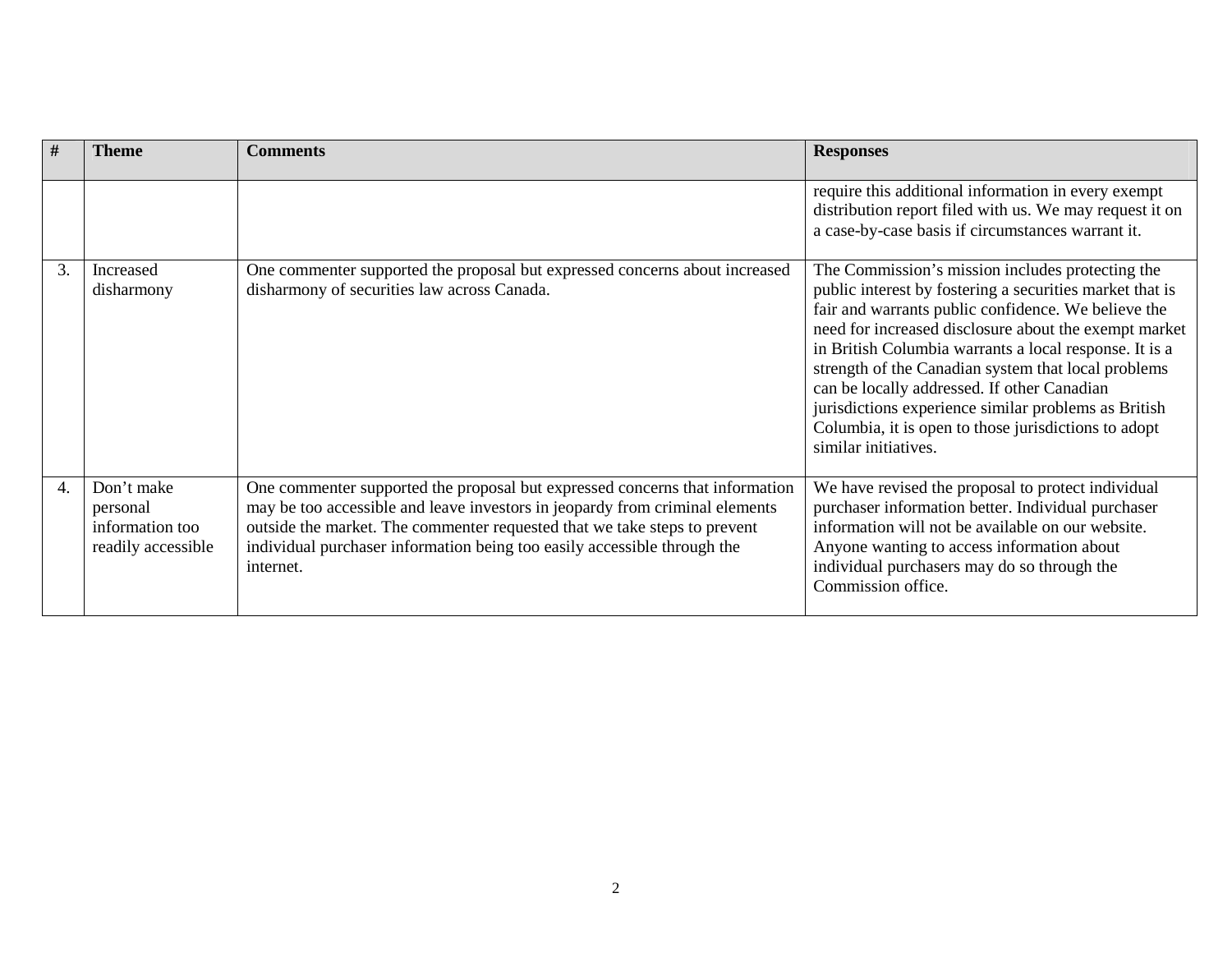| # | Theme | Comments | Responses |
|---|---|---|---|
| | | | require this additional information in every exempt distribution report filed with us. We may request it on a case-by-case basis if circumstances warrant it. |
| 3. | Increased disharmony | One commenter supported the proposal but expressed concerns about increased disharmony of securities law across Canada. | The Commission's mission includes protecting the public interest by fostering a securities market that is fair and warrants public confidence. We believe the need for increased disclosure about the exempt market in British Columbia warrants a local response. It is a strength of the Canadian system that local problems can be locally addressed. If other Canadian jurisdictions experience similar problems as British Columbia, it is open to those jurisdictions to adopt similar initiatives. |
| 4. | Don't make personal information too readily accessible | One commenter supported the proposal but expressed concerns that information may be too accessible and leave investors in jeopardy from criminal elements outside the market. The commenter requested that we take steps to prevent individual purchaser information being too easily accessible through the internet. | We have revised the proposal to protect individual purchaser information better. Individual purchaser information will not be available on our website. Anyone wanting to access information about individual purchasers may do so through the Commission office. |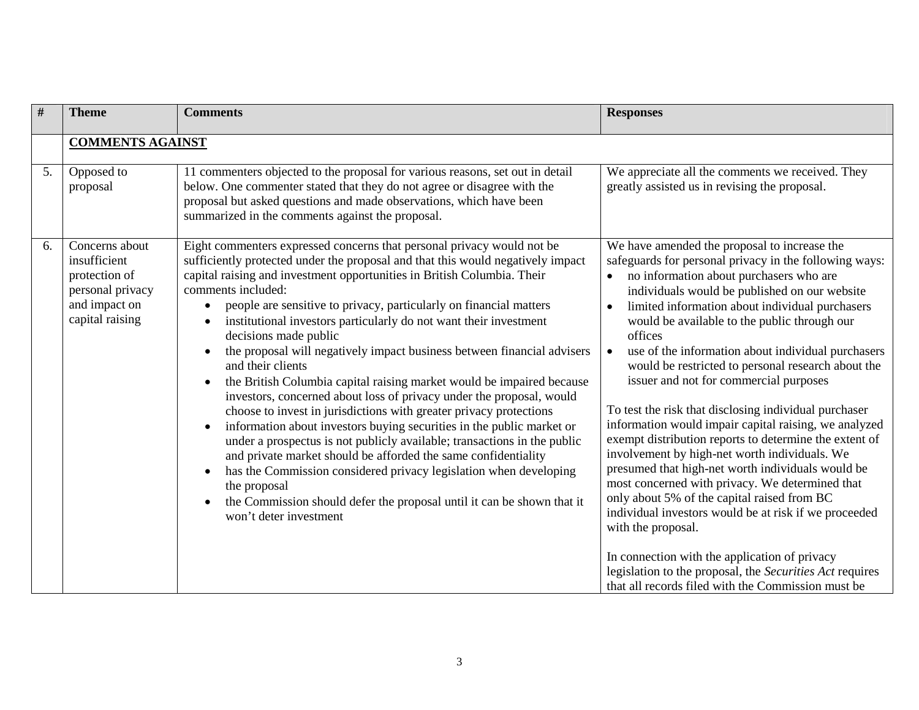| # | Theme | Comments | Responses |
|---|---|---|---|
| | **COMMENTS AGAINST** | | |
| 5. | Opposed to proposal | 11 commenters objected to the proposal for various reasons, set out in detail below. One commenter stated that they do not agree or disagree with the proposal but asked questions and made observations, which have been summarized in the comments against the proposal. | We appreciate all the comments we received. They greatly assisted us in revising the proposal. |
| 6. | Concerns about insufficient protection of personal privacy and impact on capital raising | Eight commenters expressed concerns that personal privacy would not be sufficiently protected under the proposal and that this would negatively impact capital raising and investment opportunities in British Columbia. Their comments included:<br>• people are sensitive to privacy, particularly on financial matters<br>• institutional investors particularly do not want their investment decisions made public<br>• the proposal will negatively impact business between financial advisers and their clients<br>• the British Columbia capital raising market would be impaired because investors, concerned about loss of privacy under the proposal, would choose to invest in jurisdictions with greater privacy protections<br>• information about investors buying securities in the public market or under a prospectus is not publicly available; transactions in the public and private market should be afforded the same confidentiality<br>• has the Commission considered privacy legislation when developing the proposal<br>• the Commission should defer the proposal until it can be shown that it won't deter investment | We have amended the proposal to increase the safeguards for personal privacy in the following ways:<br>• no information about purchasers who are individuals would be published on our website<br>• limited information about individual purchasers would be available to the public through our offices<br>• use of the information about individual purchasers would be restricted to personal research about the issuer and not for commercial purposes<br><br>To test the risk that disclosing individual purchaser information would impair capital raising, we analyzed exempt distribution reports to determine the extent of involvement by high-net worth individuals. We presumed that high-net worth individuals would be most concerned with privacy. We determined that only about 5% of the capital raised from BC individual investors would be at risk if we proceeded with the proposal.<br><br>In connection with the application of privacy legislation to the proposal, the *Securities Act* requires that all records filed with the Commission must be |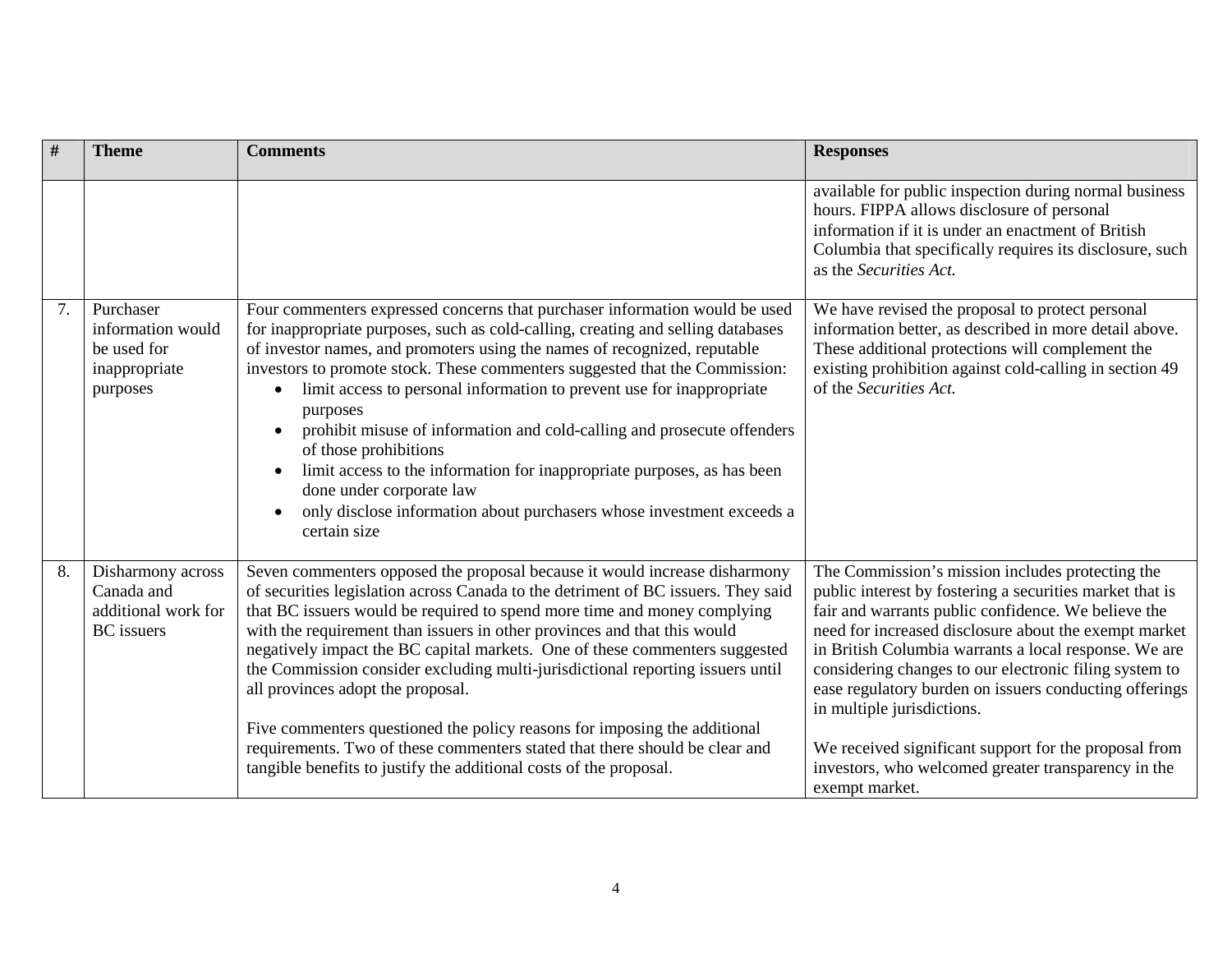| # | Theme | Comments | Responses |
|---|---|---|---|
| | | | available for public inspection during normal business hours. FIPPA allows disclosure of personal information if it is under an enactment of British Columbia that specifically requires its disclosure, such as the *Securities Act.* |
| 7. | Purchaser information would be used for inappropriate purposes | Four commenters expressed concerns that purchaser information would be used for inappropriate purposes, such as cold-calling, creating and selling databases of investor names, and promoters using the names of recognized, reputable investors to promote stock. These commenters suggested that the Commission: <br>• limit access to personal information to prevent use for inappropriate purposes <br>• prohibit misuse of information and cold-calling and prosecute offenders of those prohibitions <br>• limit access to the information for inappropriate purposes, as has been done under corporate law <br>• only disclose information about purchasers whose investment exceeds a certain size | We have revised the proposal to protect personal information better, as described in more detail above. These additional protections will complement the existing prohibition against cold-calling in section 49 of the *Securities Act.* |
| 8. | Disharmony across Canada and additional work for BC issuers | Seven commenters opposed the proposal because it would increase disharmony of securities legislation across Canada to the detriment of BC issuers. They said that BC issuers would be required to spend more time and money complying with the requirement than issuers in other provinces and that this would negatively impact the BC capital markets. One of these commenters suggested the Commission consider excluding multi-jurisdictional reporting issuers until all provinces adopt the proposal. <br><br>Five commenters questioned the policy reasons for imposing the additional requirements. Two of these commenters stated that there should be clear and tangible benefits to justify the additional costs of the proposal. | The Commission's mission includes protecting the public interest by fostering a securities market that is fair and warrants public confidence. We believe the need for increased disclosure about the exempt market in British Columbia warrants a local response. We are considering changes to our electronic filing system to ease regulatory burden on issuers conducting offerings in multiple jurisdictions. <br><br>We received significant support for the proposal from investors, who welcomed greater transparency in the exempt market. |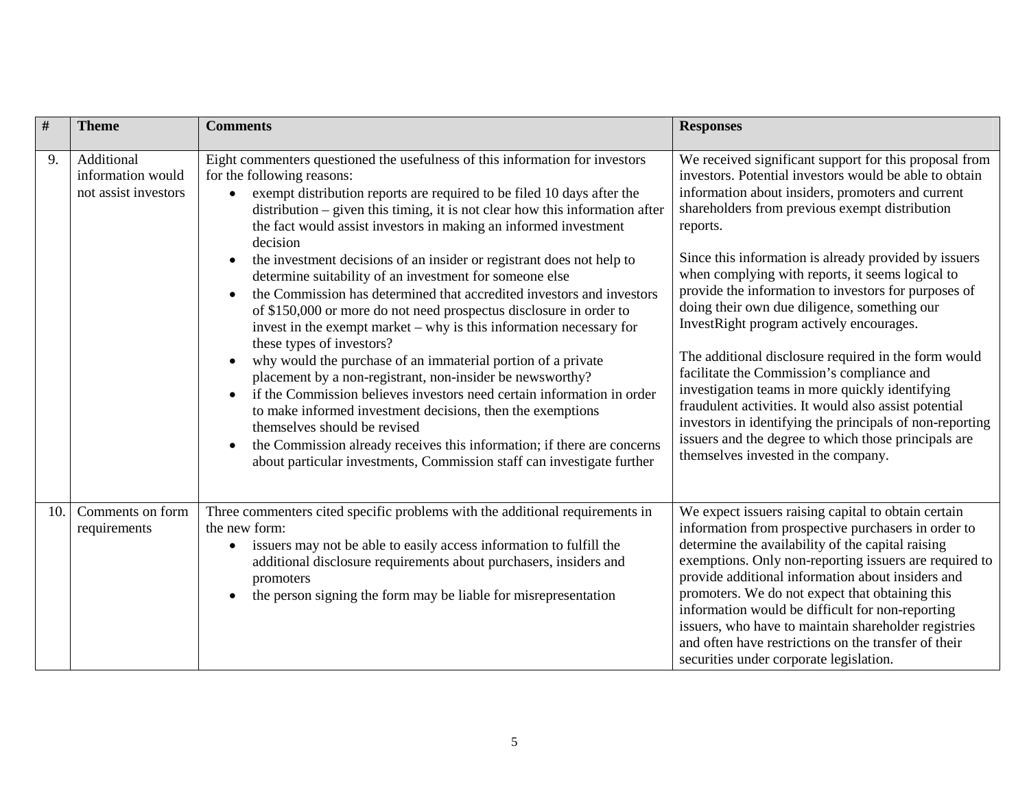| # | Theme | Comments | Responses |
|---|---|---|---|
| 9. | Additional information would not assist investors | Eight commenters questioned the usefulness of this information for investors for the following reasons:<br>• exempt distribution reports are required to be filed 10 days after the distribution – given this timing, it is not clear how this information after the fact would assist investors in making an informed investment decision<br>• the investment decisions of an insider or registrant does not help to determine suitability of an investment for someone else<br>• the Commission has determined that accredited investors and investors of $150,000 or more do not need prospectus disclosure in order to invest in the exempt market – why is this information necessary for these types of investors?<br>• why would the purchase of an immaterial portion of a private placement by a non-registrant, non-insider be newsworthy?<br>• if the Commission believes investors need certain information in order to make informed investment decisions, then the exemptions themselves should be revised<br>• the Commission already receives this information; if there are concerns about particular investments, Commission staff can investigate further | We received significant support for this proposal from investors. Potential investors would be able to obtain information about insiders, promoters and current shareholders from previous exempt distribution reports.<br><br>Since this information is already provided by issuers when complying with reports, it seems logical to provide the information to investors for purposes of doing their own due diligence, something our InvestRight program actively encourages.<br><br>The additional disclosure required in the form would facilitate the Commission's compliance and investigation teams in more quickly identifying fraudulent activities. It would also assist potential investors in identifying the principals of non-reporting issuers and the degree to which those principals are themselves invested in the company. |
| 10. | Comments on form requirements | Three commenters cited specific problems with the additional requirements in the new form:<br>• issuers may not be able to easily access information to fulfill the additional disclosure requirements about purchasers, insiders and promoters<br>• the person signing the form may be liable for misrepresentation | We expect issuers raising capital to obtain certain information from prospective purchasers in order to determine the availability of the capital raising exemptions. Only non-reporting issuers are required to provide additional information about insiders and promoters. We do not expect that obtaining this information would be difficult for non-reporting issuers, who have to maintain shareholder registries and often have restrictions on the transfer of their securities under corporate legislation. |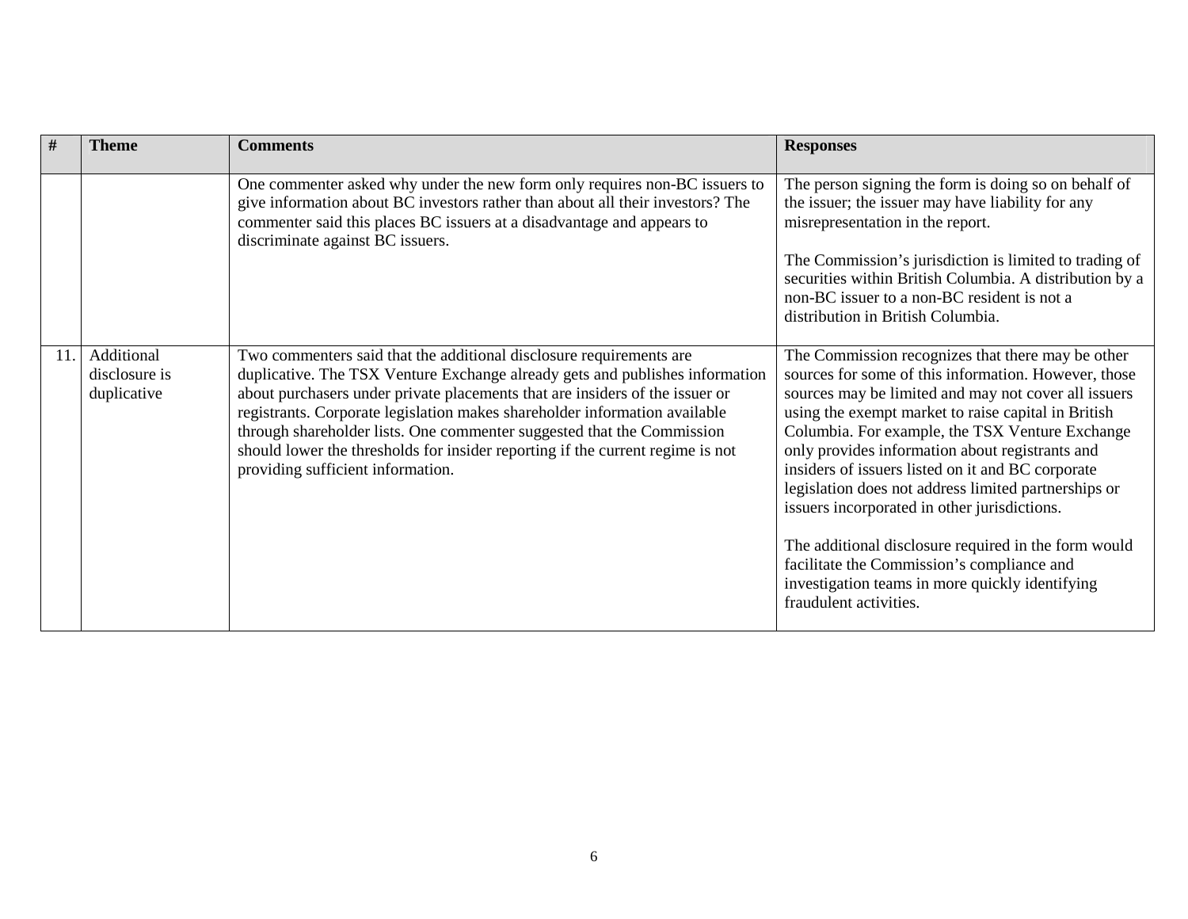| # | Theme | Comments | Responses |
|---|---|---|---|
| | | One commenter asked why under the new form only requires non-BC issuers to give information about BC investors rather than about all their investors? The commenter said this places BC issuers at a disadvantage and appears to discriminate against BC issuers. | The person signing the form is doing so on behalf of the issuer; the issuer may have liability for any misrepresentation in the report.<br><br>The Commission's jurisdiction is limited to trading of securities within British Columbia. A distribution by a non-BC issuer to a non-BC resident is not a distribution in British Columbia. |
| 11. | Additional disclosure is duplicative | Two commenters said that the additional disclosure requirements are duplicative. The TSX Venture Exchange already gets and publishes information about purchasers under private placements that are insiders of the issuer or registrants. Corporate legislation makes shareholder information available through shareholder lists. One commenter suggested that the Commission should lower the thresholds for insider reporting if the current regime is not providing sufficient information. | The Commission recognizes that there may be other sources for some of this information. However, those sources may be limited and may not cover all issuers using the exempt market to raise capital in British Columbia. For example, the TSX Venture Exchange only provides information about registrants and insiders of issuers listed on it and BC corporate legislation does not address limited partnerships or issuers incorporated in other jurisdictions.<br><br>The additional disclosure required in the form would facilitate the Commission's compliance and investigation teams in more quickly identifying fraudulent activities. |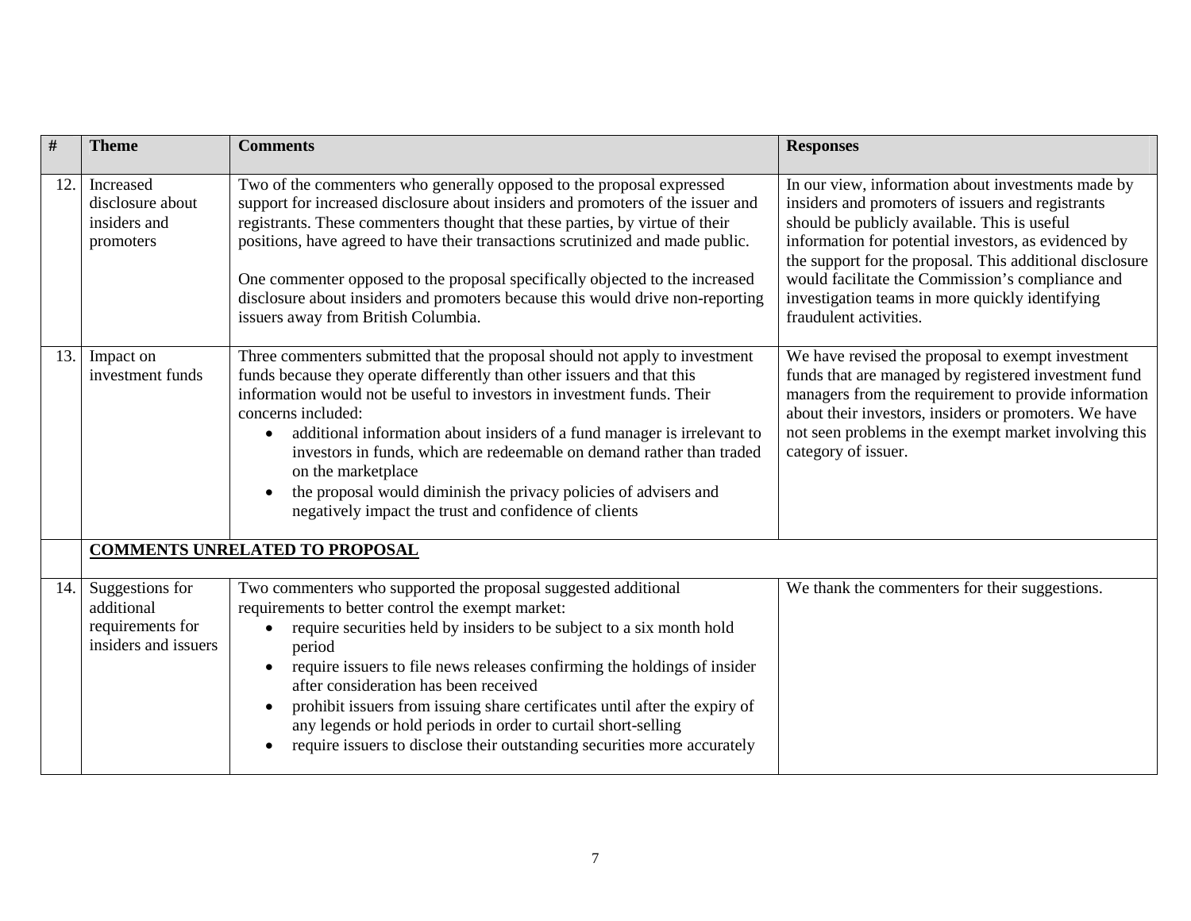| # | Theme | Comments | Responses |
|---|---|---|---|
| 12. | Increased disclosure about insiders and promoters | Two of the commenters who generally opposed to the proposal expressed support for increased disclosure about insiders and promoters of the issuer and registrants. These commenters thought that these parties, by virtue of their positions, have agreed to have their transactions scrutinized and made public.<br><br>One commenter opposed to the proposal specifically objected to the increased disclosure about insiders and promoters because this would drive non-reporting issuers away from British Columbia. | In our view, information about investments made by insiders and promoters of issuers and registrants should be publicly available. This is useful information for potential investors, as evidenced by the support for the proposal. This additional disclosure would facilitate the Commission's compliance and investigation teams in more quickly identifying fraudulent activities. |
| 13. | Impact on investment funds | Three commenters submitted that the proposal should not apply to investment funds because they operate differently than other issuers and that this information would not be useful to investors in investment funds. Their concerns included:<br>• additional information about insiders of a fund manager is irrelevant to investors in funds, which are redeemable on demand rather than traded on the marketplace<br>• the proposal would diminish the privacy policies of advisers and negatively impact the trust and confidence of clients | We have revised the proposal to exempt investment funds that are managed by registered investment fund managers from the requirement to provide information about their investors, insiders or promoters. We have not seen problems in the exempt market involving this category of issuer. |
| | **COMMENTS UNRELATED TO PROPOSAL** | | |
| 14. | Suggestions for additional requirements for insiders and issuers | Two commenters who supported the proposal suggested additional requirements to better control the exempt market:<br>• require securities held by insiders to be subject to a six month hold period<br>• require issuers to file news releases confirming the holdings of insider after consideration has been received<br>• prohibit issuers from issuing share certificates until after the expiry of any legends or hold periods in order to curtail short-selling<br>• require issuers to disclose their outstanding securities more accurately | We thank the commenters for their suggestions. |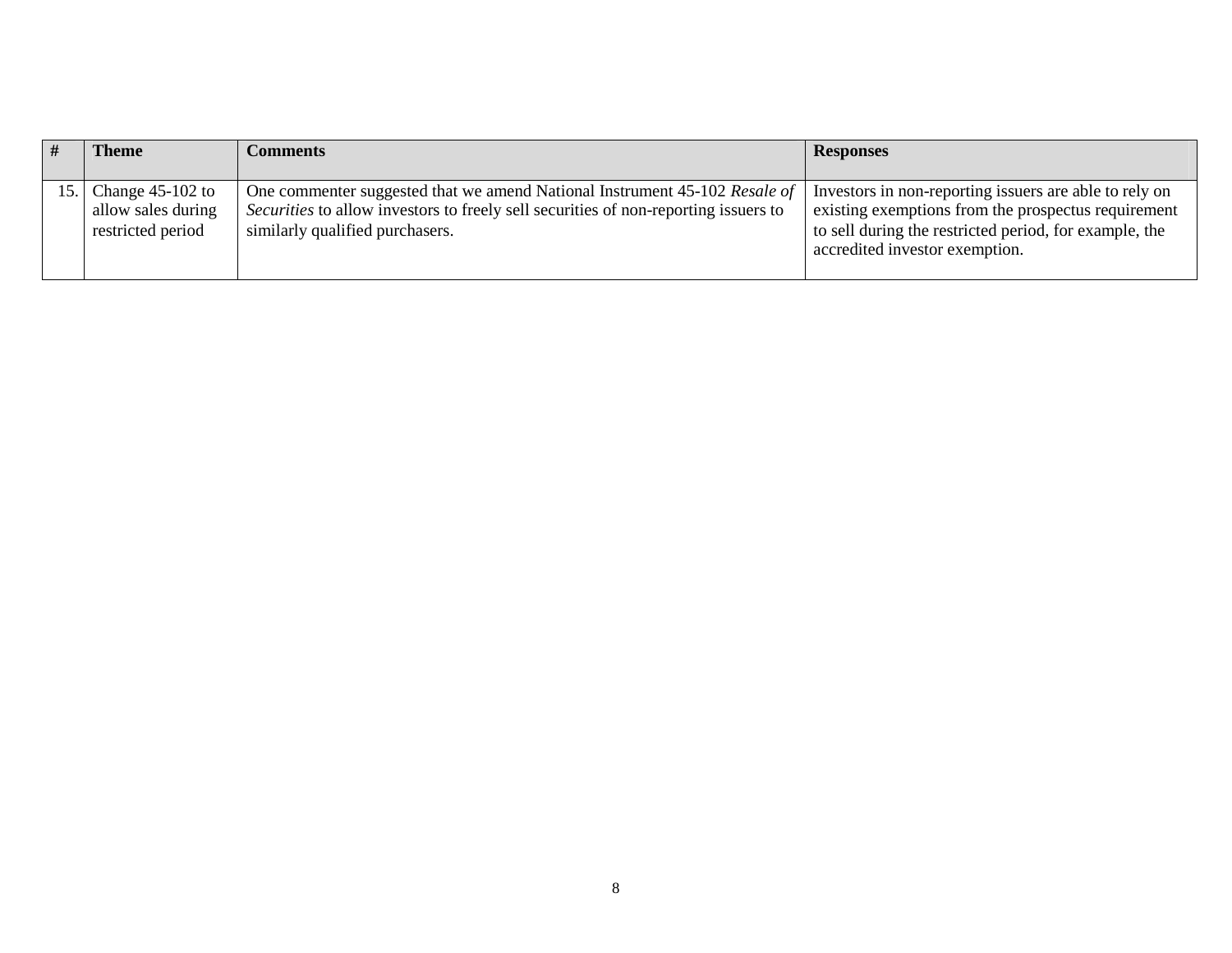| # | Theme | Comments | Responses |
|---|---|---|---|
| 15. | Change 45-102 to allow sales during restricted period | One commenter suggested that we amend National Instrument 45-102 *Resale of Securities* to allow investors to freely sell securities of non-reporting issuers to similarly qualified purchasers. | Investors in non-reporting issuers are able to rely on existing exemptions from the prospectus requirement to sell during the restricted period, for example, the accredited investor exemption. |